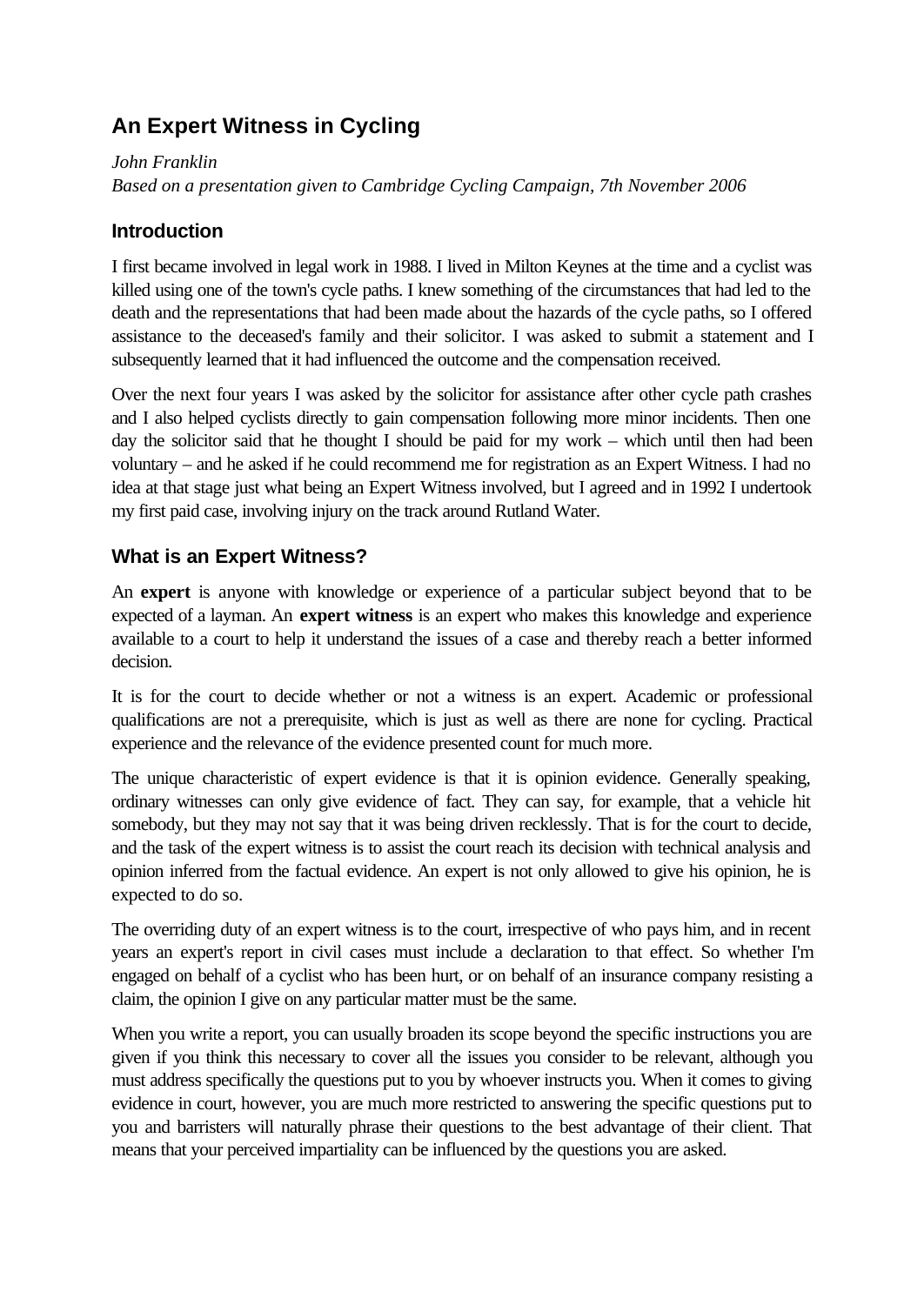# An Expert Witness in Cycling

*John Franklin*

*Based on a presentation given to Cambridge Cycling Campaign, 7th November 2006*

## Introduction

I first became involved in legal work in 1988. I lived in Milton Keynes at the time and a cyclist was killed using one of the town's cycle paths. I knew something of the circumstances that had led to the death and the representations that had been made about the hazards of the cycle paths, so I offered assistance to the deceased's family and their solicitor. I was asked to submit a statement and I subsequently learned that it had influenced the outcome and the compensation received.

Over the next four years I was asked by the solicitor for assistance after other cycle path crashes and I also helped cyclists directly to gain compensation following more minor incidents. Then one day the solicitor said that he thought I should be paid for my work – which until then had been voluntary – and he asked if he could recommend me for registration as an Expert Witness. I had no idea at that stage just what being an Expert Witness involved, but I agreed and in 1992 I undertook my first paid case, involving injury on the track around Rutland Water.

## What is an Expert Witness?

An **expert** is anyone with knowledge or experience of a particular subject beyond that to be expected of a layman. An **expert witness** is an expert who makes this knowledge and experience available to a court to help it understand the issues of a case and thereby reach a better informed decision.

It is for the court to decide whether or not a witness is an expert. Academic or professional qualifications are not a prerequisite, which is just as well as there are none for cycling. Practical experience and the relevance of the evidence presented count for much more.

The unique characteristic of expert evidence is that it is opinion evidence. Generally speaking, ordinary witnesses can only give evidence of fact. They can say, for example, that a vehicle hit somebody, but they may not say that it was being driven recklessly. That is for the court to decide, and the task of the expert witness is to assist the court reach its decision with technical analysis and opinion inferred from the factual evidence. An expert is not only allowed to give his opinion, he is expected to do so.

The overriding duty of an expert witness is to the court, irrespective of who pays him, and in recent years an expert's report in civil cases must include a declaration to that effect. So whether I'm engaged on behalf of a cyclist who has been hurt, or on behalf of an insurance company resisting a claim, the opinion I give on any particular matter must be the same.

When you write a report, you can usually broaden its scope beyond the specific instructions you are given if you think this necessary to cover all the issues you consider to be relevant, although you must address specifically the questions put to you by whoever instructs you. When it comes to giving evidence in court, however, you are much more restricted to answering the specific questions put to you and barristers will naturally phrase their questions to the best advantage of their client. That means that your perceived impartiality can be influenced by the questions you are asked.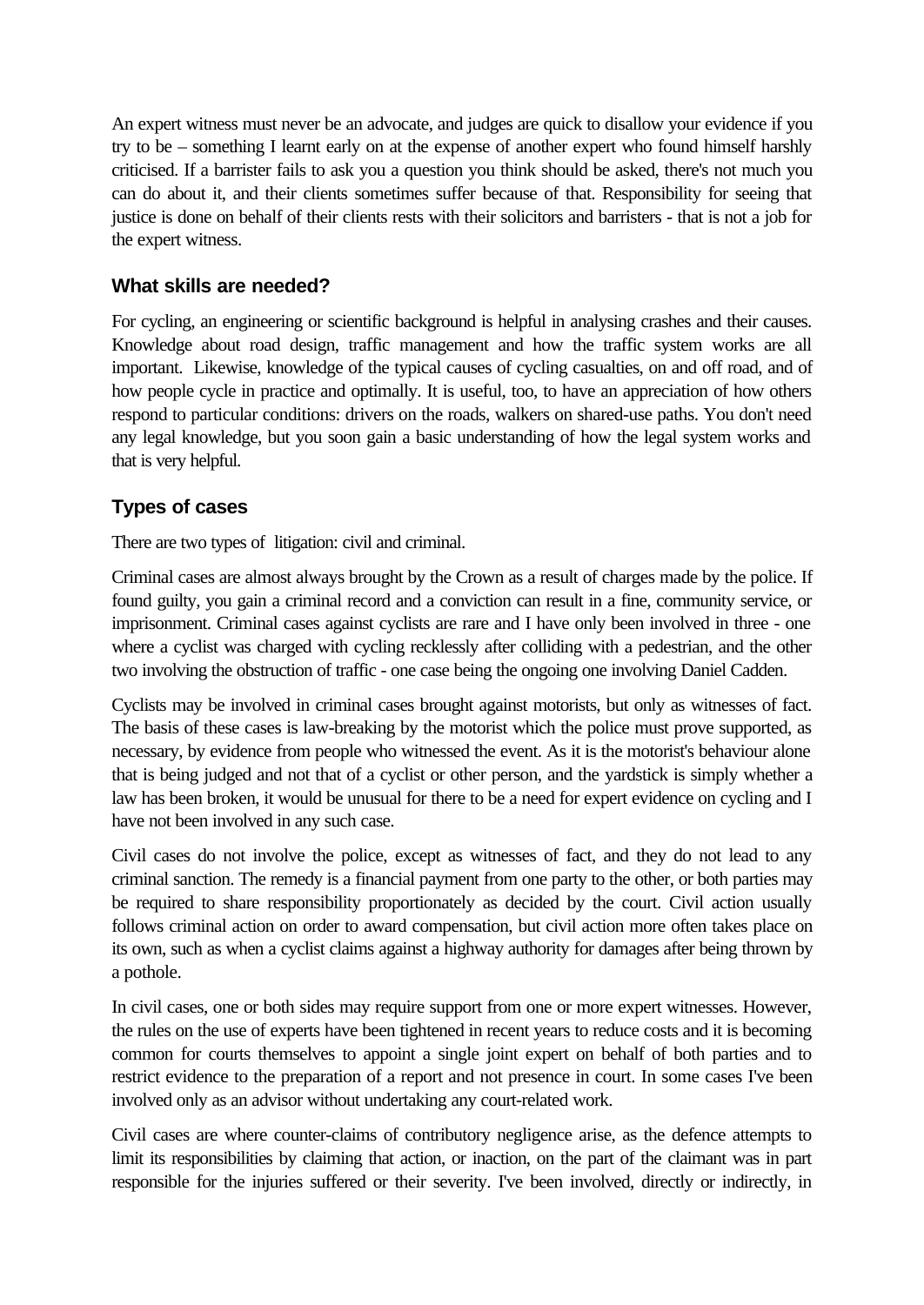An expert witness must never be an advocate, and judges are quick to disallow your evidence if you try to be – something I learnt early on at the expense of another expert who found himself harshly criticised. If a barrister fails to ask you a question you think should be asked, there's not much you can do about it, and their clients sometimes suffer because of that. Responsibility for seeing that justice is done on behalf of their clients rests with their solicitors and barristers - that is not a job for the expert witness.

## What skills are needed?

For cycling, an engineering or scientific background is helpful in analysing crashes and their causes. Knowledge about road design, traffic management and how the traffic system works are all important. Likewise, knowledge of the typical causes of cycling casualties, on and off road, and of how people cycle in practice and optimally. It is useful, too, to have an appreciation of how others respond to particular conditions: drivers on the roads, walkers on shared-use paths. You don't need any legal knowledge, but you soon gain a basic understanding of how the legal system works and that is very helpful.

## Types of cases

There are two types of litigation: civil and criminal.

Criminal cases are almost always brought by the Crown as a result of charges made by the police. If found guilty, you gain a criminal record and a conviction can result in a fine, community service, or imprisonment. Criminal cases against cyclists are rare and I have only been involved in three - one where a cyclist was charged with cycling recklessly after colliding with a pedestrian, and the other two involving the obstruction of traffic - one case being the ongoing one involving Daniel Cadden.

Cyclists may be involved in criminal cases brought against motorists, but only as witnesses of fact. The basis of these cases is law-breaking by the motorist which the police must prove supported, as necessary, by evidence from people who witnessed the event. As it is the motorist's behaviour alone that is being judged and not that of a cyclist or other person, and the yardstick is simply whether a law has been broken, it would be unusual for there to be a need for expert evidence on cycling and I have not been involved in any such case.

Civil cases do not involve the police, except as witnesses of fact, and they do not lead to any criminal sanction. The remedy is a financial payment from one party to the other, or both parties may be required to share responsibility proportionately as decided by the court. Civil action usually follows criminal action on order to award compensation, but civil action more often takes place on its own, such as when a cyclist claims against a highway authority for damages after being thrown by a pothole.

In civil cases, one or both sides may require support from one or more expert witnesses. However, the rules on the use of experts have been tightened in recent years to reduce costs and it is becoming common for courts themselves to appoint a single joint expert on behalf of both parties and to restrict evidence to the preparation of a report and not presence in court. In some cases I've been involved only as an advisor without undertaking any court-related work.

Civil cases are where counter-claims of contributory negligence arise, as the defence attempts to limit its responsibilities by claiming that action, or inaction, on the part of the claimant was in part responsible for the injuries suffered or their severity. I've been involved, directly or indirectly, in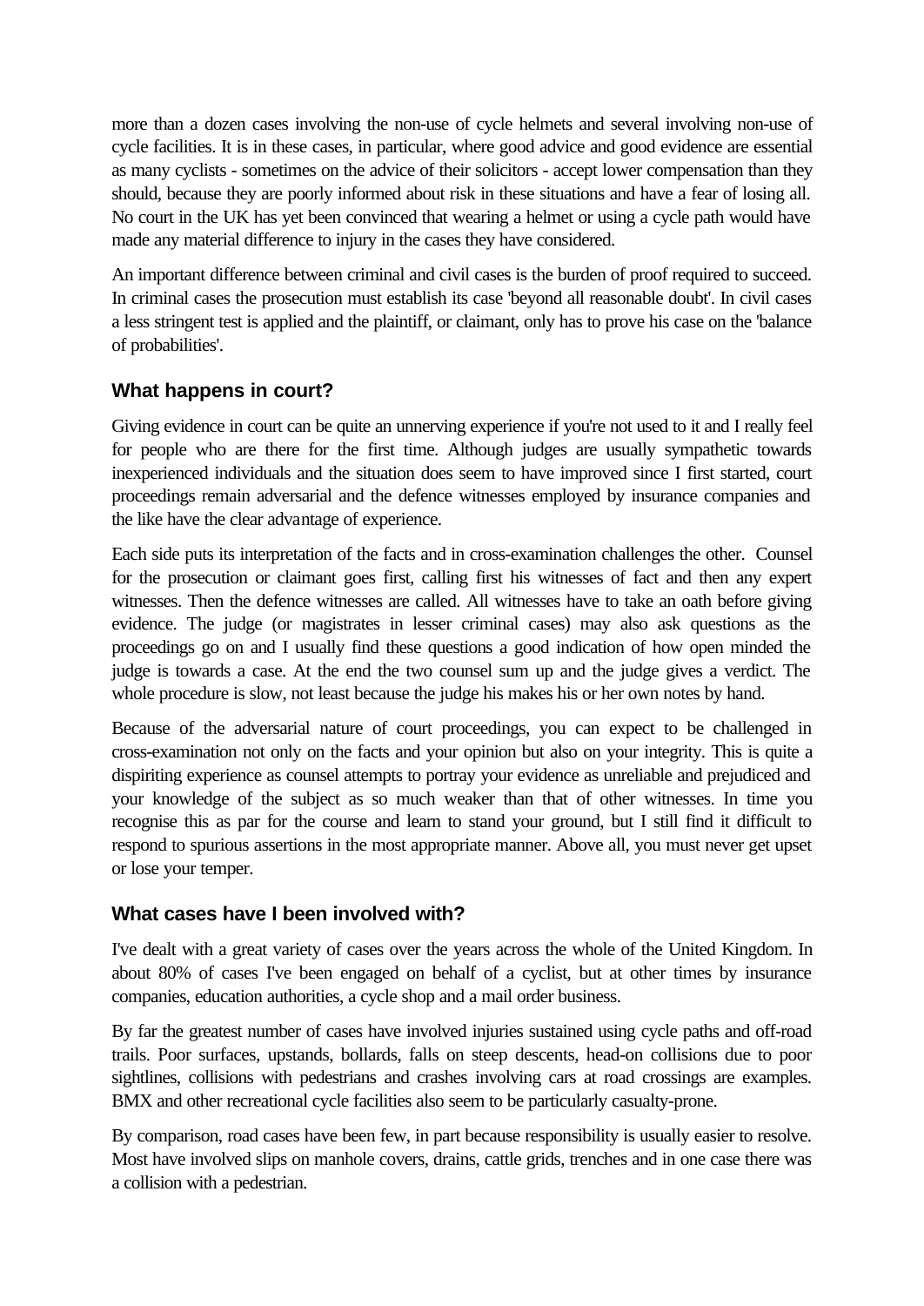more than a dozen cases involving the non-use of cycle helmets and several involving non-use of cycle facilities. It is in these cases, in particular, where good advice and good evidence are essential as many cyclists - sometimes on the advice of their solicitors - accept lower compensation than they should, because they are poorly informed about risk in these situations and have a fear of losing all. No court in the UK has yet been convinced that wearing a helmet or using a cycle path would have made any material difference to injury in the cases they have considered.

An important difference between criminal and civil cases is the burden of proof required to succeed. In criminal cases the prosecution must establish its case 'beyond all reasonable doubt'. In civil cases a less stringent test is applied and the plaintiff, or claimant, only has to prove his case on the 'balance of probabilities'.

## What happens in court?

Giving evidence in court can be quite an unnerving experience if you're not used to it and I really feel for people who are there for the first time. Although judges are usually sympathetic towards inexperienced individuals and the situation does seem to have improved since I first started, court proceedings remain adversarial and the defence witnesses employed by insurance companies and the like have the clear advantage of experience.

Each side puts its interpretation of the facts and in cross-examination challenges the other. Counsel for the prosecution or claimant goes first, calling first his witnesses of fact and then any expert witnesses. Then the defence witnesses are called. All witnesses have to take an oath before giving evidence. The judge (or magistrates in lesser criminal cases) may also ask questions as the proceedings go on and I usually find these questions a good indication of how open minded the judge is towards a case. At the end the two counsel sum up and the judge gives a verdict. The whole procedure is slow, not least because the judge his makes his or her own notes by hand.

Because of the adversarial nature of court proceedings, you can expect to be challenged in cross-examination not only on the facts and your opinion but also on your integrity. This is quite a dispiriting experience as counsel attempts to portray your evidence as unreliable and prejudiced and your knowledge of the subject as so much weaker than that of other witnesses. In time you recognise this as par for the course and learn to stand your ground, but I still find it difficult to respond to spurious assertions in the most appropriate manner. Above all, you must never get upset or lose your temper.

## What cases have I been involved with?

I've dealt with a great variety of cases over the years across the whole of the United Kingdom. In about 80% of cases I've been engaged on behalf of a cyclist, but at other times by insurance companies, education authorities, a cycle shop and a mail order business.

By far the greatest number of cases have involved injuries sustained using cycle paths and off-road trails. Poor surfaces, upstands, bollards, falls on steep descents, head-on collisions due to poor sightlines, collisions with pedestrians and crashes involving cars at road crossings are examples. BMX and other recreational cycle facilities also seem to be particularly casualty-prone.

By comparison, road cases have been few, in part because responsibility is usually easier to resolve. Most have involved slips on manhole covers, drains, cattle grids, trenches and in one case there was a collision with a pedestrian.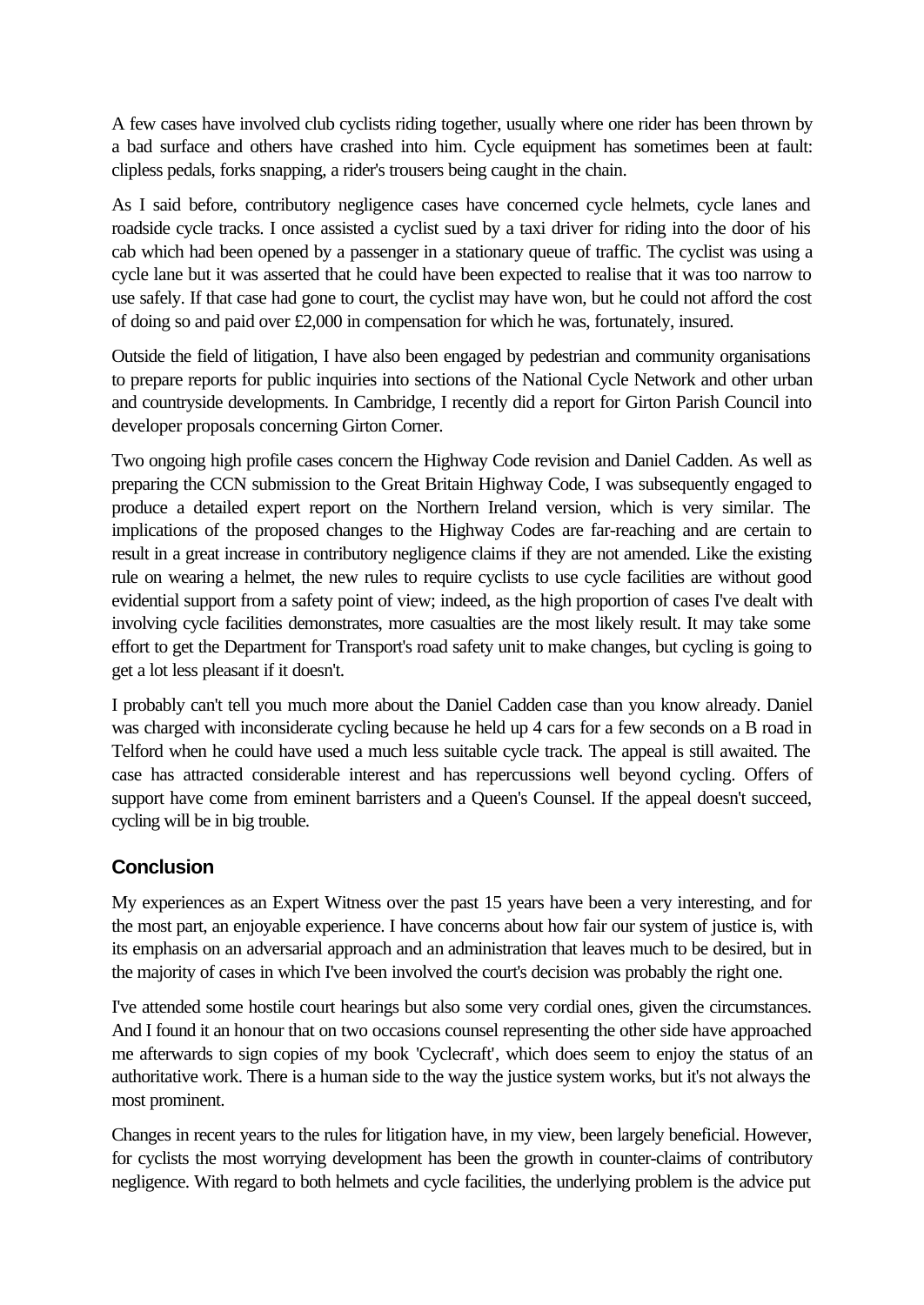A few cases have involved club cyclists riding together, usually where one rider has been thrown by a bad surface and others have crashed into him. Cycle equipment has sometimes been at fault: clipless pedals, forks snapping, a rider's trousers being caught in the chain.

As I said before, contributory negligence cases have concerned cycle helmets, cycle lanes and roadside cycle tracks. I once assisted a cyclist sued by a taxi driver for riding into the door of his cab which had been opened by a passenger in a stationary queue of traffic. The cyclist was using a cycle lane but it was asserted that he could have been expected to realise that it was too narrow to use safely. If that case had gone to court, the cyclist may have won, but he could not afford the cost of doing so and paid over £2,000 in compensation for which he was, fortunately, insured.

Outside the field of litigation, I have also been engaged by pedestrian and community organisations to prepare reports for public inquiries into sections of the National Cycle Network and other urban and countryside developments. In Cambridge, I recently did a report for Girton Parish Council into developer proposals concerning Girton Corner.

Two ongoing high profile cases concern the Highway Code revision and Daniel Cadden. As well as preparing the CCN submission to the Great Britain Highway Code, I was subsequently engaged to produce a detailed expert report on the Northern Ireland version, which is very similar. The implications of the proposed changes to the Highway Codes are far-reaching and are certain to result in a great increase in contributory negligence claims if they are not amended. Like the existing rule on wearing a helmet, the new rules to require cyclists to use cycle facilities are without good evidential support from a safety point of view; indeed, as the high proportion of cases I've dealt with involving cycle facilities demonstrates, more casualties are the most likely result. It may take some effort to get the Department for Transport's road safety unit to make changes, but cycling is going to get a lot less pleasant if it doesn't.

I probably can't tell you much more about the Daniel Cadden case than you know already. Daniel was charged with inconsiderate cycling because he held up 4 cars for a few seconds on a B road in Telford when he could have used a much less suitable cycle track. The appeal is still awaited. The case has attracted considerable interest and has repercussions well beyond cycling. Offers of support have come from eminent barristers and a Queen's Counsel. If the appeal doesn't succeed, cycling will be in big trouble.

## Conclusion

My experiences as an Expert Witness over the past 15 years have been a very interesting, and for the most part, an enjoyable experience. I have concerns about how fair our system of justice is, with its emphasis on an adversarial approach and an administration that leaves much to be desired, but in the majority of cases in which I've been involved the court's decision was probably the right one.

I've attended some hostile court hearings but also some very cordial ones, given the circumstances. And I found it an honour that on two occasions counsel representing the other side have approached me afterwards to sign copies of my book 'Cyclecraft', which does seem to enjoy the status of an authoritative work. There is a human side to the way the justice system works, but it's not always the most prominent.

Changes in recent years to the rules for litigation have, in my view, been largely beneficial. However, for cyclists the most worrying development has been the growth in counter-claims of contributory negligence. With regard to both helmets and cycle facilities, the underlying problem is the advice put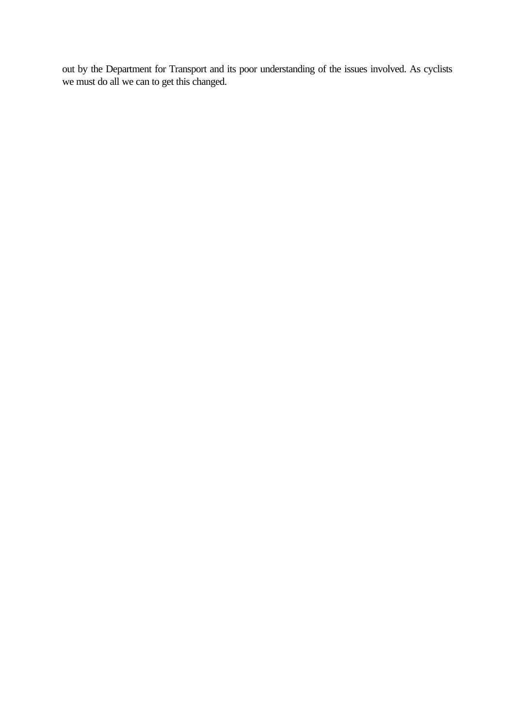out by the Department for Transport and its poor understanding of the issues involved. As cyclists we must do all we can to get this changed.